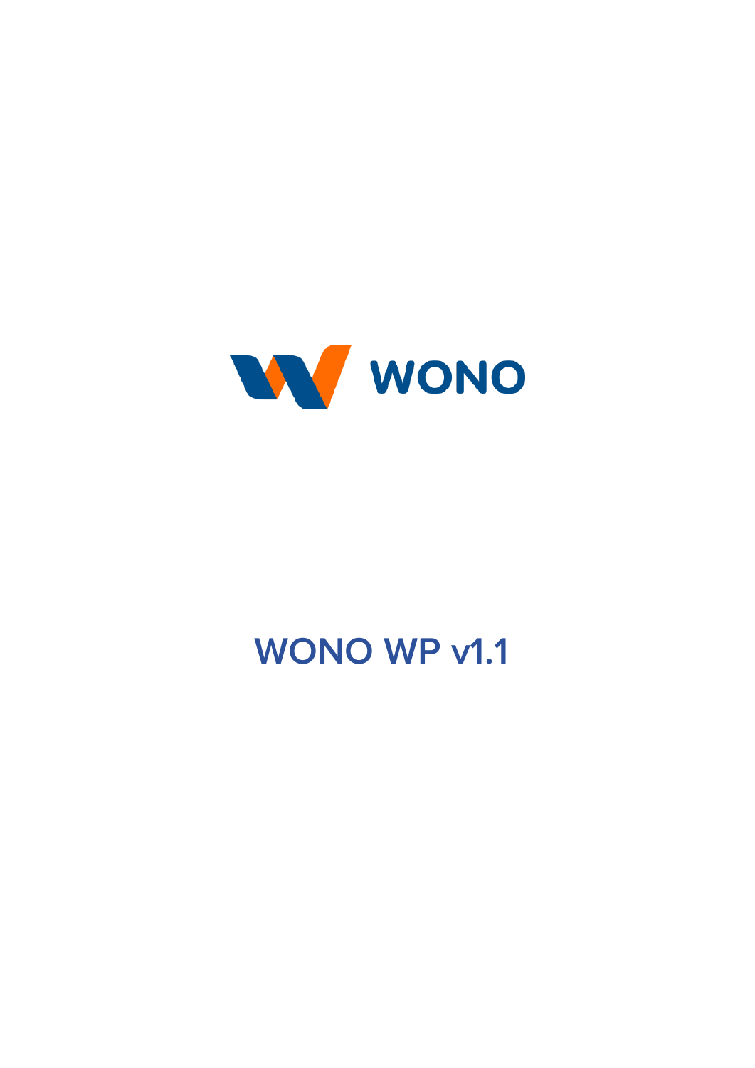WONO

# WONO WP v1.1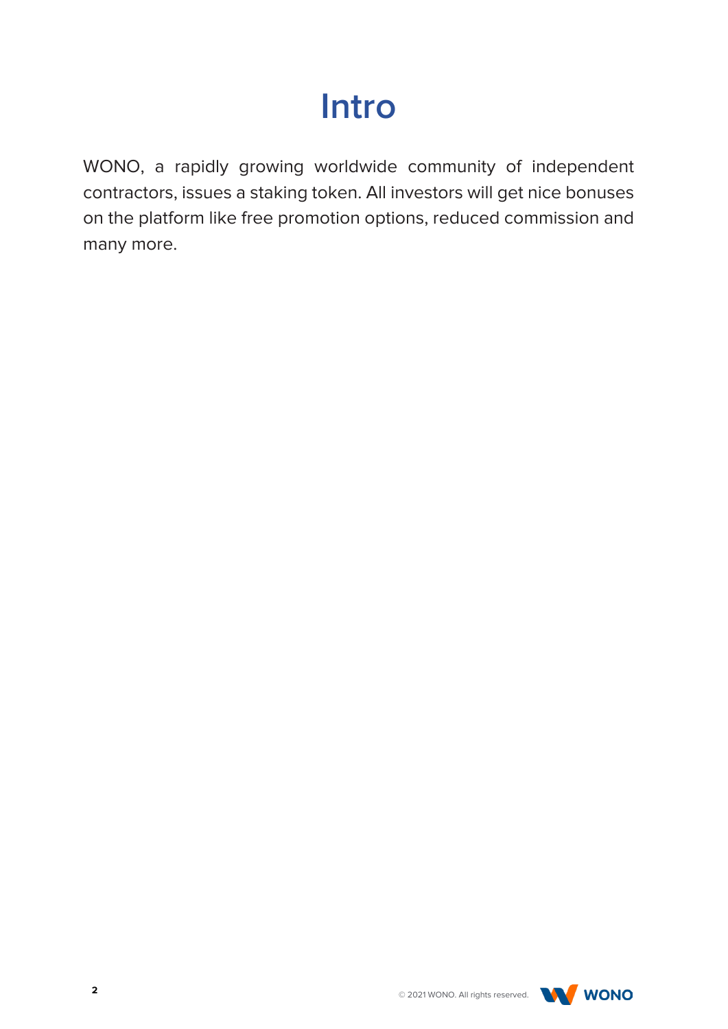# Intro

WONO, a rapidly growing worldwide community of independent contractors, issues a staking token. All investors will get nice bonuses on the platform like free promotion options, reduced commission and many more.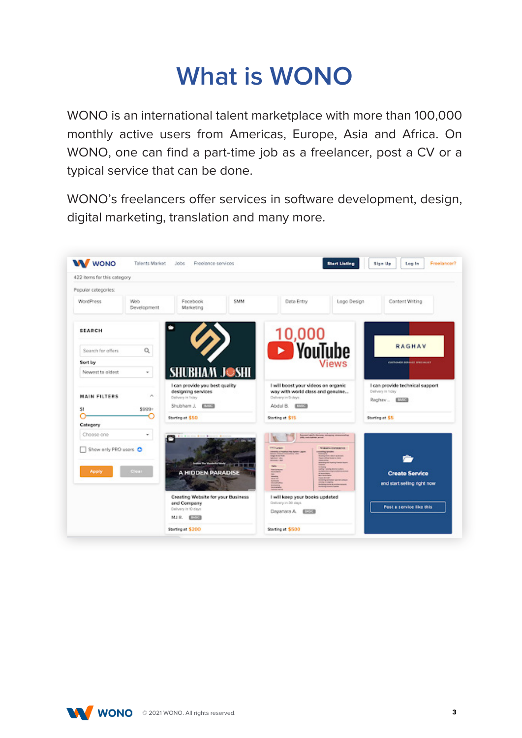# What is WONO

WONO is an international talent marketplace with more than 100,000 monthly active users from Americas, Europe, Asia and Africa. On WONO, one can find a part-time job as a freelancer, post a CV or a typical service that can be done.

WONO's freelancers offer services in software development, design, digital marketing, translation and many more.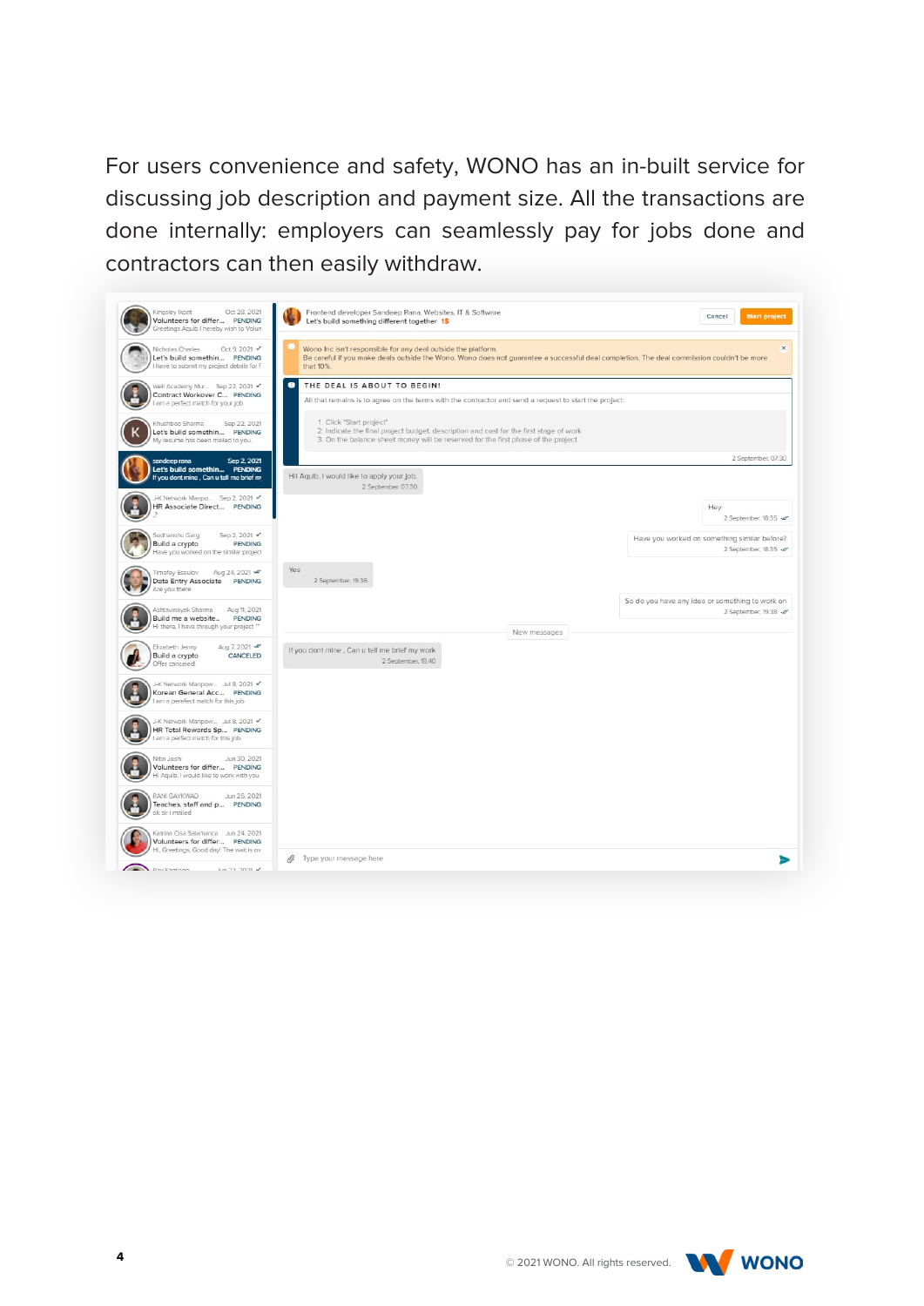For users convenience and safety, WONO has an in-built service for discussing job description and payment size. All the transactions are done internally: employers can seamlessly pay for jobs done and contractors can then easily withdraw.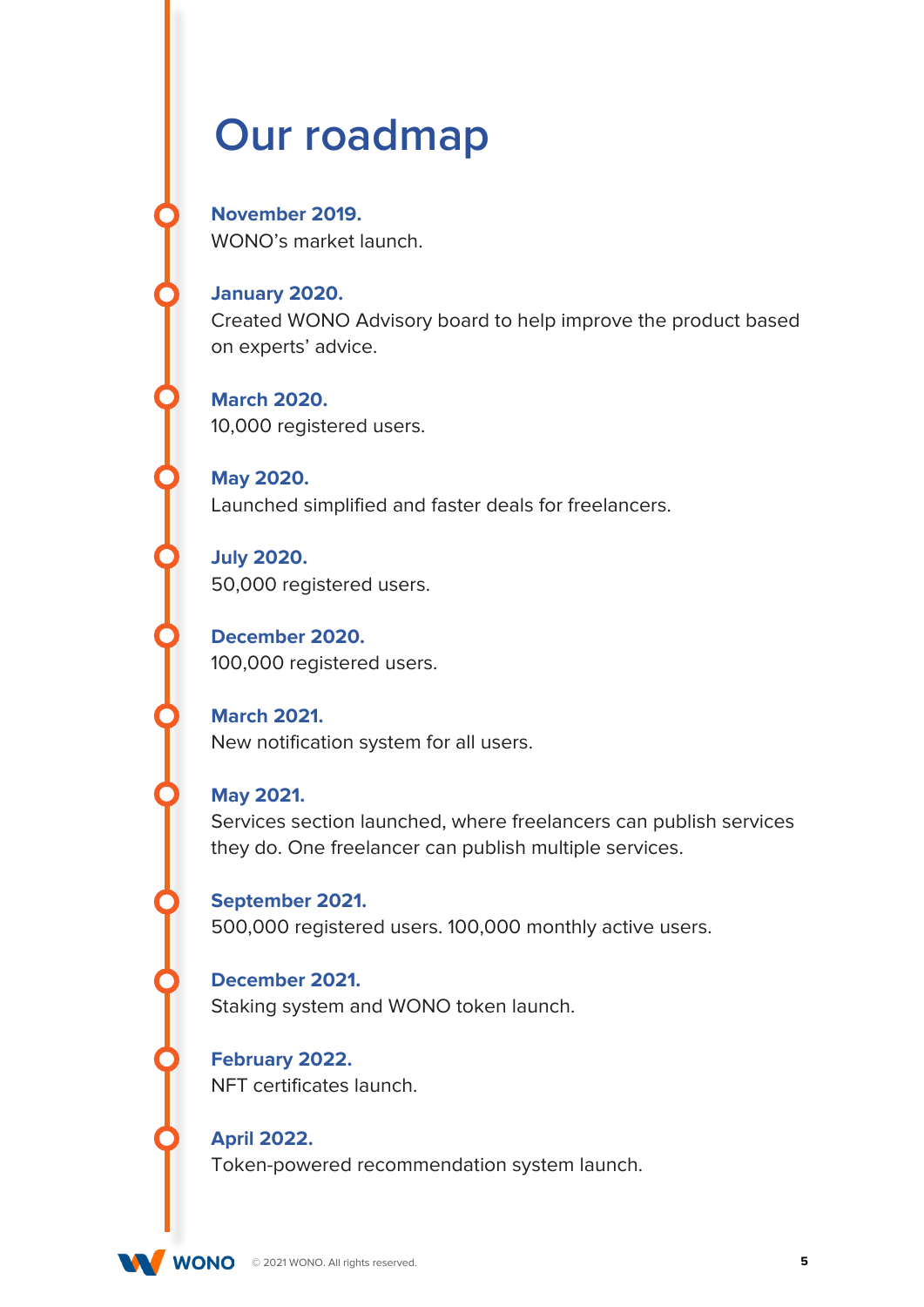# Our roadmap

**November 2019.**
WONO's market launch.

**January 2020.**
Created WONO Advisory board to help improve the product based on experts' advice.

**March 2020.**
10,000 registered users.

**May 2020.**
Launched simplified and faster deals for freelancers.

**July 2020.**
50,000 registered users.

**December 2020.**
100,000 registered users.

**March 2021.**
New notification system for all users.

**May 2021.**
Services section launched, where freelancers can publish services they do. One freelancer can publish multiple services.

**September 2021.**
500,000 registered users. 100,000 monthly active users.

**December 2021.**
Staking system and WONO token launch.

**February 2022.**
NFT certificates launch.

**April 2022.**
Token-powered recommendation system launch.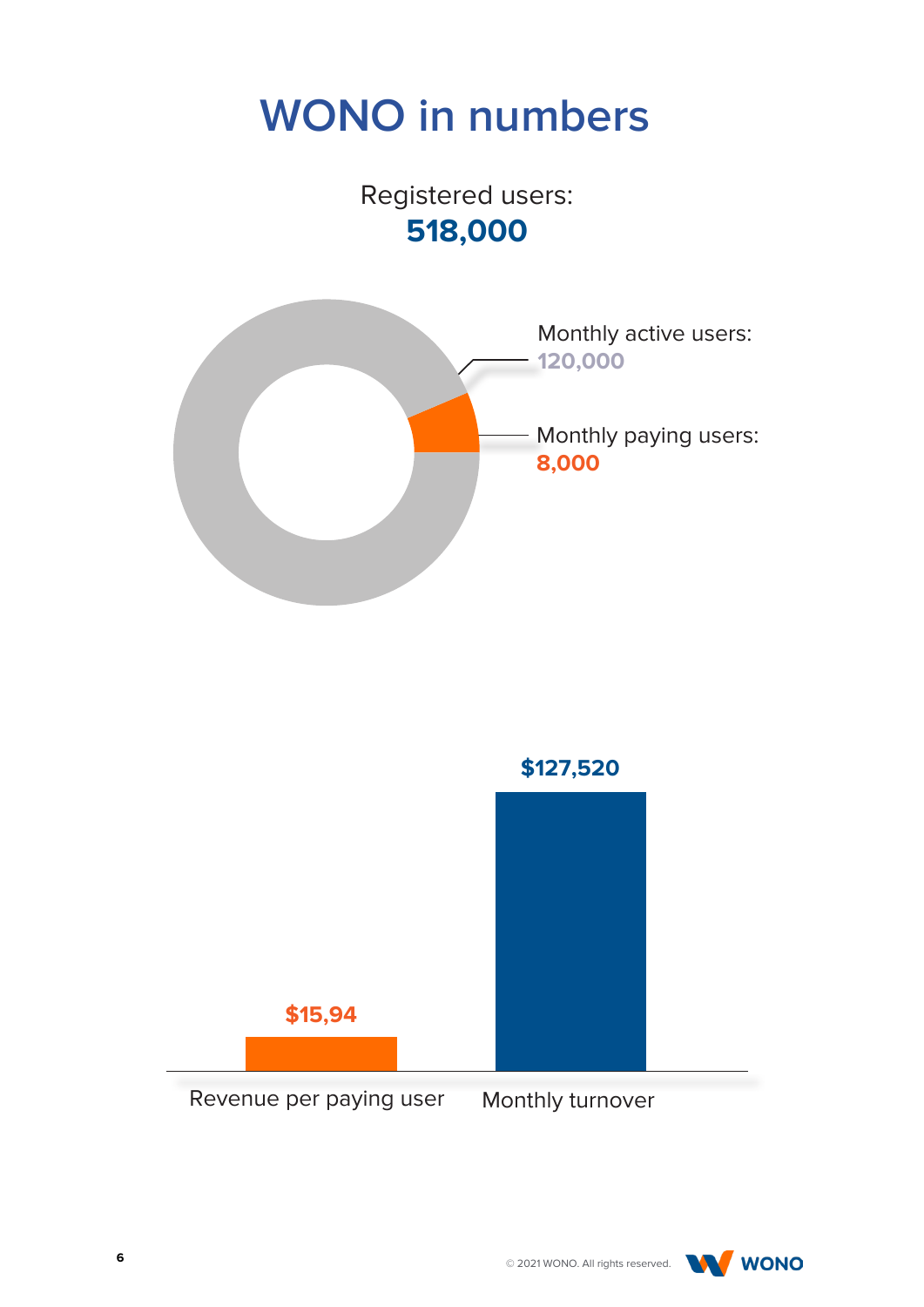# WONO in numbers

Registered users:
**518,000**

Monthly active users:
**120,000**

Monthly paying users:
**8,000**

**$15,94**

**$127,520**

Revenue per paying user

Monthly turnover

© 2021 WONO. All rights reserved.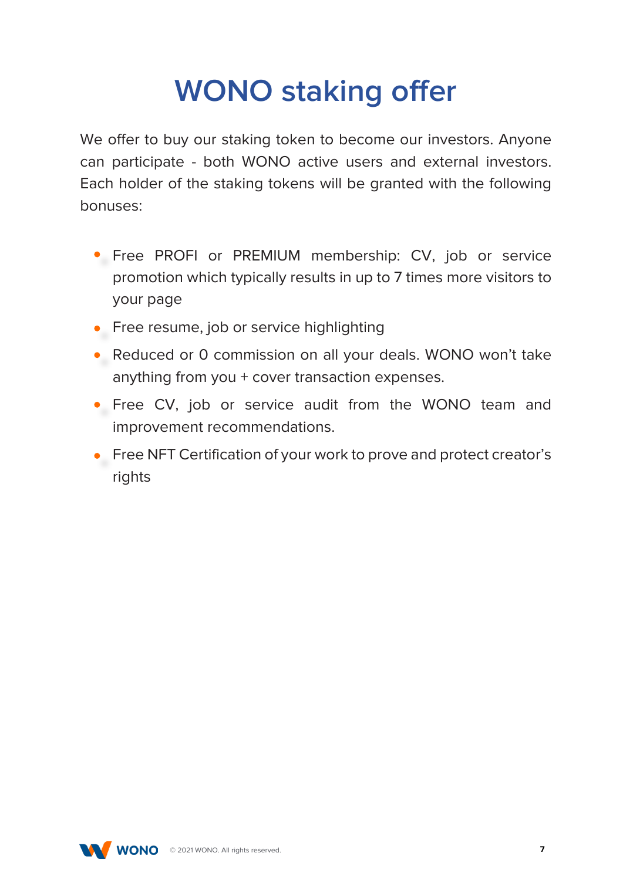# WONO staking offer

We offer to buy our staking token to become our investors. Anyone can participate - both WONO active users and external investors. Each holder of the staking tokens will be granted with the following bonuses:

- Free PROFI or PREMIUM membership: CV, job or service promotion which typically results in up to 7 times more visitors to your page
- Free resume, job or service highlighting
- Reduced or 0 commission on all your deals. WONO won't take anything from you + cover transaction expenses.
- Free CV, job or service audit from the WONO team and improvement recommendations.
- Free NFT Certification of your work to prove and protect creator's rights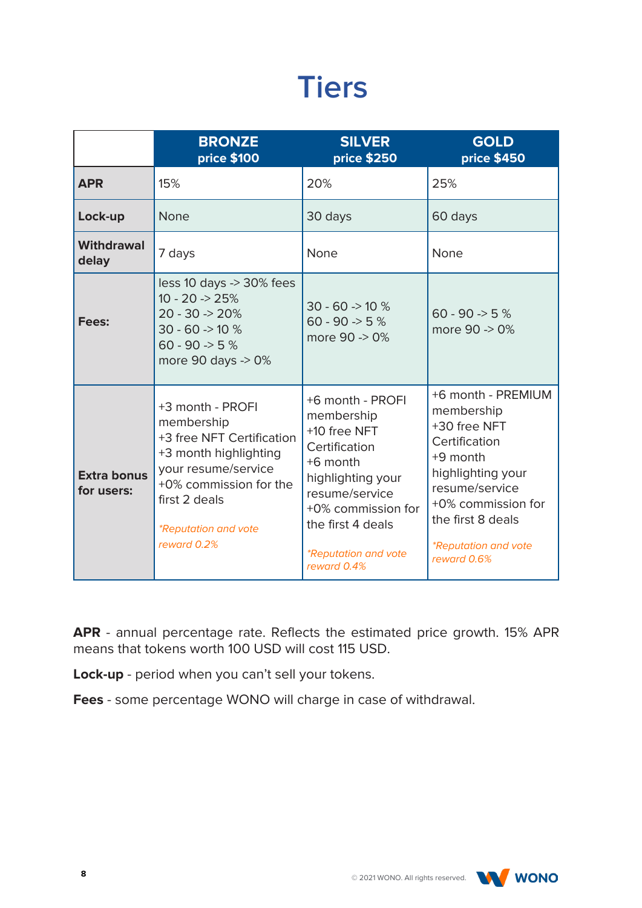# Tiers

| | **BRONZE** price $100 | **SILVER** price $250 | **GOLD** price $450 |
|---|---|---|---|
| **APR** | 15% | 20% | 25% |
| **Lock-up** | None | 30 days | 60 days |
| **Withdrawal delay** | 7 days | None | None |
| **Fees:** | less 10 days -> 30% fees<br>10 - 20 -> 25%<br>20 - 30 -> 20%<br>30 - 60 -> 10 %<br>60 - 90 -> 5 %<br>more 90 days -> 0% | 30 - 60 -> 10 %<br>60 - 90 -> 5 %<br>more 90 -> 0% | 60 - 90 -> 5 %<br>more 90 -> 0% |
| **Extra bonus for users:** | +3 month - PROFI membership<br>+3 free NFT Certification<br>+3 month highlighting your resume/service<br>+0% commission for the first 2 deals<br><br>*\*Reputation and vote reward 0.2%* | +6 month - PROFI membership<br>+10 free NFT Certification<br>+6 month highlighting your resume/service<br>+0% commission for the first 4 deals<br><br>*\*Reputation and vote reward 0.4%* | +6 month - PREMIUM membership<br>+30 free NFT Certification<br>+9 month highlighting your resume/service<br>+0% commission for the first 8 deals<br><br>*\*Reputation and vote reward 0.6%* |

**APR** - annual percentage rate. Reflects the estimated price growth. 15% APR means that tokens worth 100 USD will cost 115 USD.

**Lock-up** - period when you can't sell your tokens.

**Fees** - some percentage WONO will charge in case of withdrawal.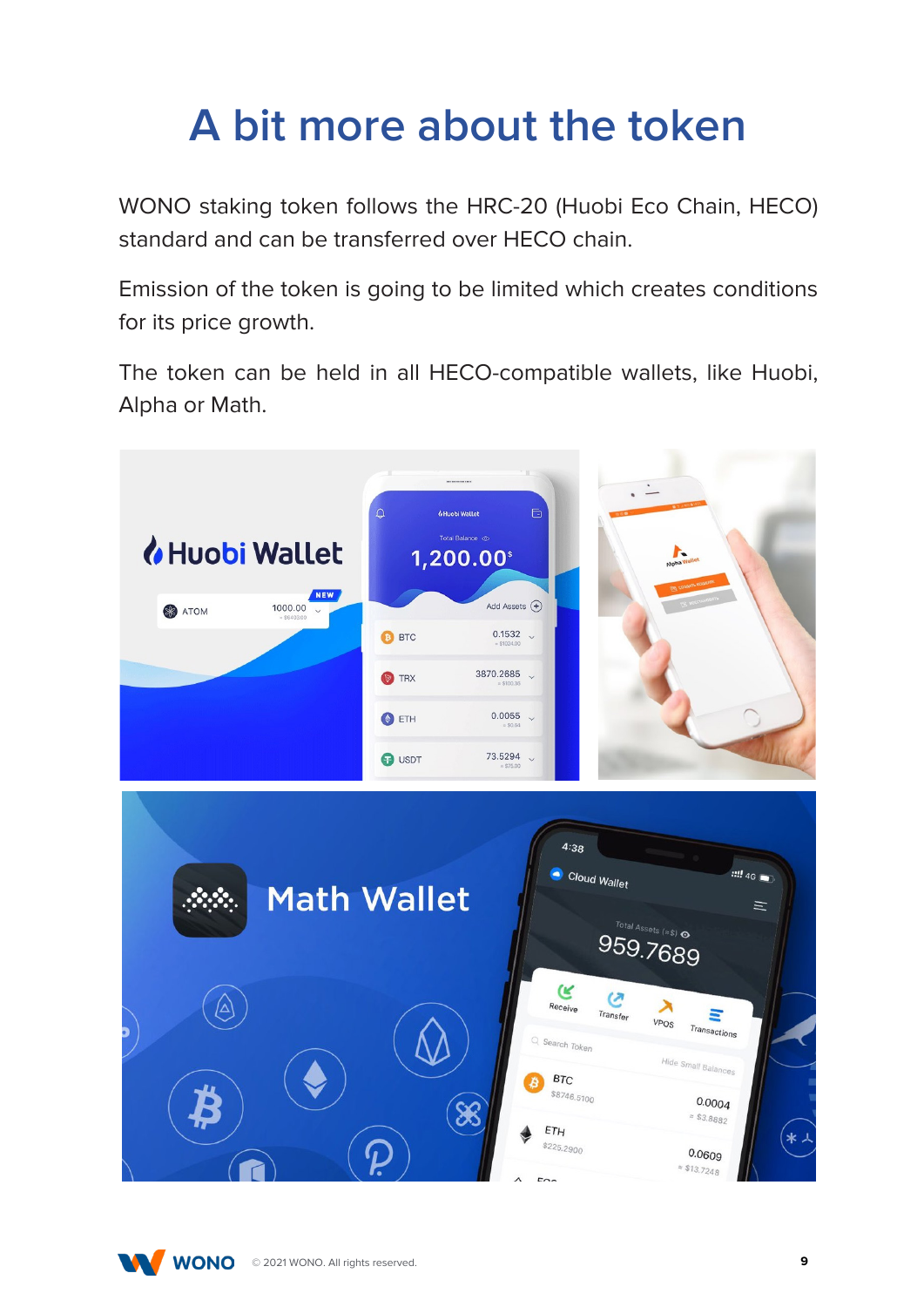# A bit more about the token

WONO staking token follows the HRC-20 (Huobi Eco Chain, HECO) standard and can be transferred over HECO chain.

Emission of the token is going to be limited which creates conditions for its price growth.

The token can be held in all HECO-compatible wallets, like Huobi, Alpha or Math.